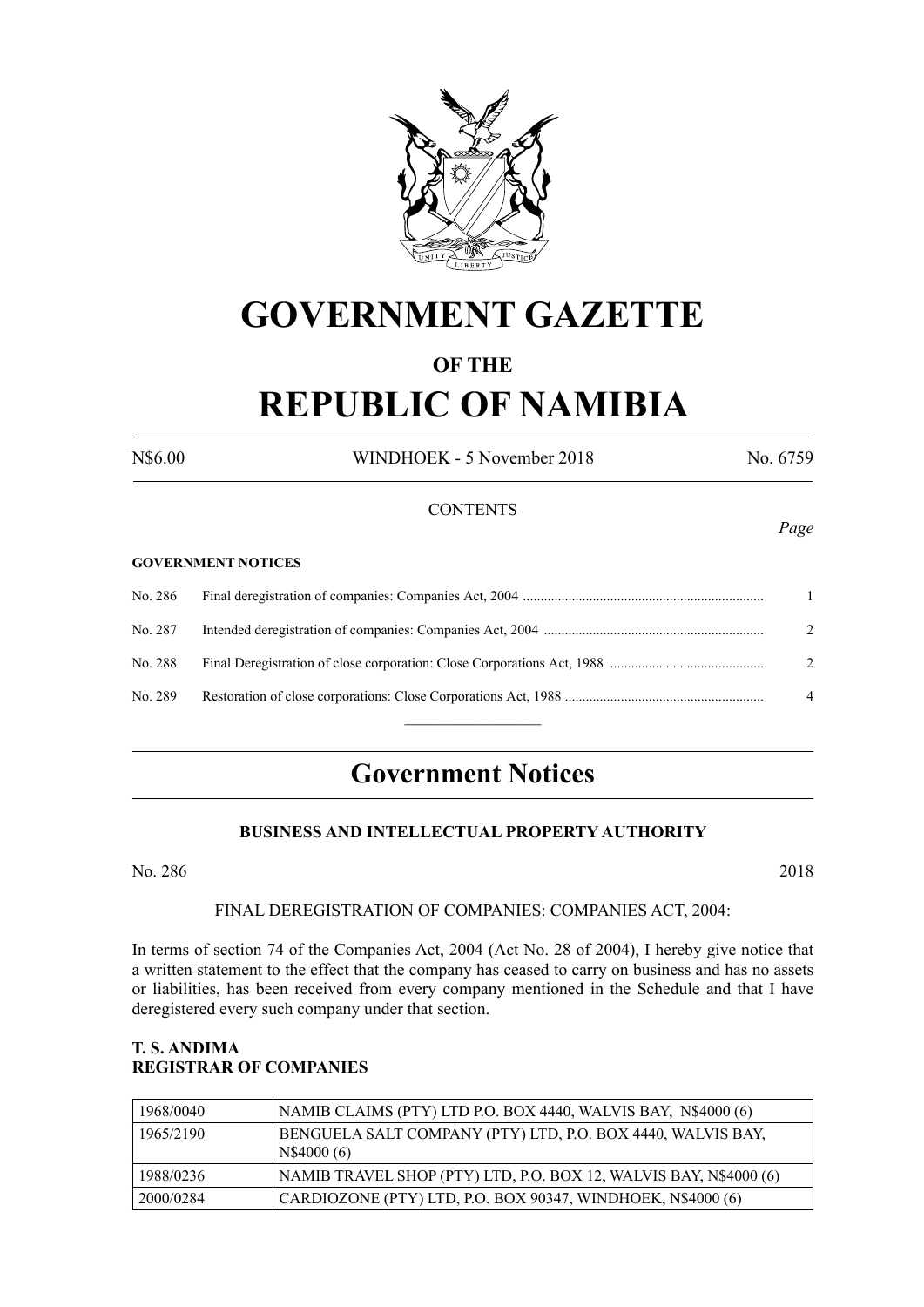# GOVERNMENT GAZETTE

## OF THE

# REPUBLIC OF NAMIBIA

N$6.00 WINDHOEK - 5 November 2018 No. 6759

CONTENTS

*Page*

**GOVERNMENT NOTICES**

| | | |
|---|---|---|
| No. 286 | Final deregistration of companies: Companies Act, 2004 | 1 |
| No. 287 | Intended deregistration of companies: Companies Act, 2004 | 2 |
| No. 288 | Final Deregistration of close corporation: Close Corporations Act, 1988 | 2 |
| No. 289 | Restoration of close corporations: Close Corporations Act, 1988 | 4 |

## Government Notices

### BUSINESS AND INTELLECTUAL PROPERTY AUTHORITY

No. 286 2018

FINAL DEREGISTRATION OF COMPANIES: COMPANIES ACT, 2004:

In terms of section 74 of the Companies Act, 2004 (Act No. 28 of 2004), I hereby give notice that a written statement to the effect that the company has ceased to carry on business and has no assets or liabilities, has been received from every company mentioned in the Schedule and that I have deregistered every such company under that section.

**T. S. ANDIMA**
**REGISTRAR OF COMPANIES**

| | |
|---|---|
| 1968/0040 | NAMIB CLAIMS (PTY) LTD P.O. BOX 4440, WALVIS BAY, N$4000 (6) |
| 1965/2190 | BENGUELA SALT COMPANY (PTY) LTD, P.O. BOX 4440, WALVIS BAY, N$4000 (6) |
| 1988/0236 | NAMIB TRAVEL SHOP (PTY) LTD, P.O. BOX 12, WALVIS BAY, N$4000 (6) |
| 2000/0284 | CARDIOZONE (PTY) LTD, P.O. BOX 90347, WINDHOEK, N$4000 (6) |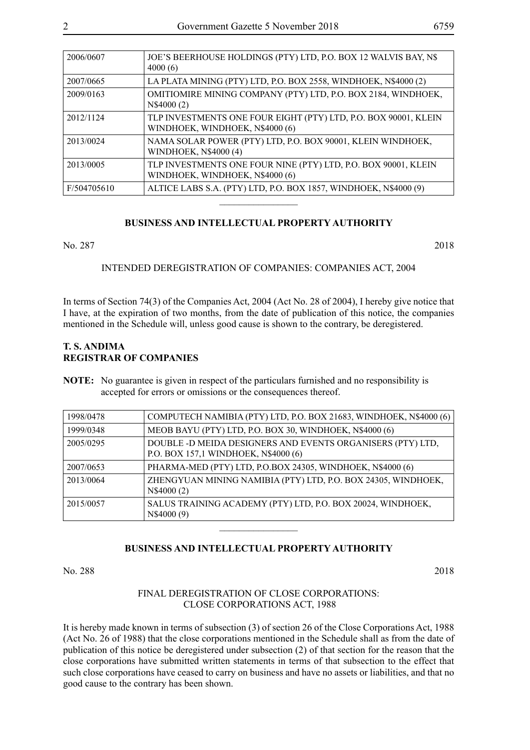| | |
|---|---|
| 2006/0607 | JOE'S BEERHOUSE HOLDINGS (PTY) LTD, P.O. BOX 12 WALVIS BAY, N$ 4000 (6) |
| 2007/0665 | LA PLATA MINING (PTY) LTD, P.O. BOX 2558, WINDHOEK, N$4000 (2) |
| 2009/0163 | OMITIOMIRE MINING COMPANY (PTY) LTD, P.O. BOX 2184, WINDHOEK, N$4000 (2) |
| 2012/1124 | TLP INVESTMENTS ONE FOUR EIGHT (PTY) LTD, P.O. BOX 90001, KLEIN WINDHOEK, WINDHOEK, N$4000 (6) |
| 2013/0024 | NAMA SOLAR POWER (PTY) LTD, P.O. BOX 90001, KLEIN WINDHOEK, WINDHOEK, N$4000 (4) |
| 2013/0005 | TLP INVESTMENTS ONE FOUR NINE (PTY) LTD, P.O. BOX 90001, KLEIN WINDHOEK, WINDHOEK, N$4000 (6) |
| F/504705610 | ALTICE LABS S.A. (PTY) LTD, P.O. BOX 1857, WINDHOEK, N$4000 (9) |

________________

**BUSINESS AND INTELLECTUAL PROPERTY AUTHORITY**

No. 287 2018

INTENDED DEREGISTRATION OF COMPANIES: COMPANIES ACT, 2004

In terms of Section 74(3) of the Companies Act, 2004 (Act No. 28 of 2004), I hereby give notice that I have, at the expiration of two months, from the date of publication of this notice, the companies mentioned in the Schedule will, unless good cause is shown to the contrary, be deregistered.

**T. S. ANDIMA**
**REGISTRAR OF COMPANIES**

**NOTE:** No guarantee is given in respect of the particulars furnished and no responsibility is accepted for errors or omissions or the consequences thereof.

| | |
|---|---|
| 1998/0478 | COMPUTECH NAMIBIA (PTY) LTD, P.O. BOX 21683, WINDHOEK, N$4000 (6) |
| 1999/0348 | MEOB BAYU (PTY) LTD, P.O. BOX 30, WINDHOEK, N$4000 (6) |
| 2005/0295 | DOUBLE -D MEIDA DESIGNERS AND EVENTS ORGANISERS (PTY) LTD, P.O. BOX 157,1 WINDHOEK, N$4000 (6) |
| 2007/0653 | PHARMA-MED (PTY) LTD, P.O.BOX 24305, WINDHOEK, N$4000 (6) |
| 2013/0064 | ZHENGYUAN MINING NAMIBIA (PTY) LTD, P.O. BOX 24305, WINDHOEK, N$4000 (2) |
| 2015/0057 | SALUS TRAINING ACADEMY (PTY) LTD, P.O. BOX 20024, WINDHOEK, N$4000 (9) |

________________

**BUSINESS AND INTELLECTUAL PROPERTY AUTHORITY**

No. 288 2018

FINAL DEREGISTRATION OF CLOSE CORPORATIONS:
CLOSE CORPORATIONS ACT, 1988

It is hereby made known in terms of subsection (3) of section 26 of the Close Corporations Act, 1988 (Act No. 26 of 1988) that the close corporations mentioned in the Schedule shall as from the date of publication of this notice be deregistered under subsection (2) of that section for the reason that the close corporations have submitted written statements in terms of that subsection to the effect that such close corporations have ceased to carry on business and have no assets or liabilities, and that no good cause to the contrary has been shown.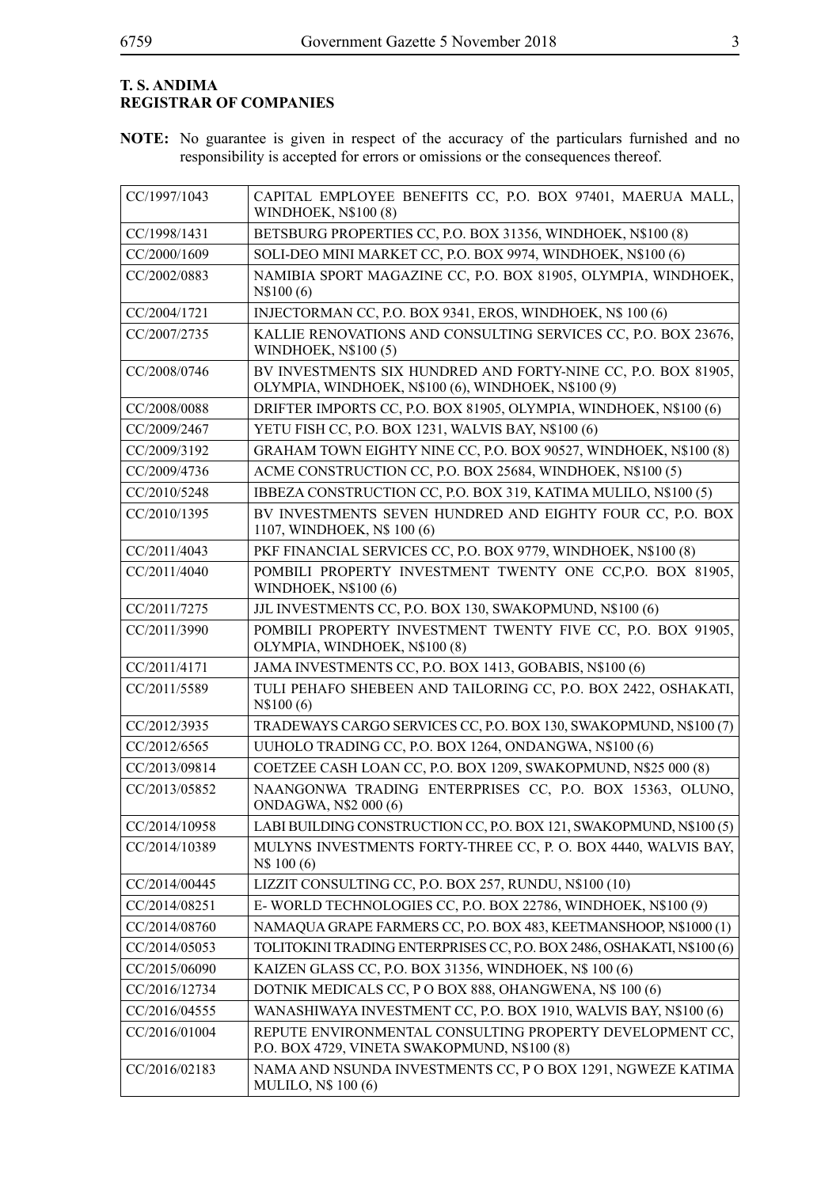**T. S. ANDIMA**
**REGISTRAR OF COMPANIES**

**NOTE:** No guarantee is given in respect of the accuracy of the particulars furnished and no responsibility is accepted for errors or omissions or the consequences thereof.

| | |
|---|---|
| CC/1997/1043 | CAPITAL EMPLOYEE BENEFITS CC, P.O. BOX 97401, MAERUA MALL, WINDHOEK, N$100 (8) |
| CC/1998/1431 | BETSBURG PROPERTIES CC, P.O. BOX 31356, WINDHOEK, N$100 (8) |
| CC/2000/1609 | SOLI-DEO MINI MARKET CC, P.O. BOX 9974, WINDHOEK, N$100 (6) |
| CC/2002/0883 | NAMIBIA SPORT MAGAZINE CC, P.O. BOX 81905, OLYMPIA, WINDHOEK, N$100 (6) |
| CC/2004/1721 | INJECTORMAN CC, P.O. BOX 9341, EROS, WINDHOEK, N$ 100 (6) |
| CC/2007/2735 | KALLIE RENOVATIONS AND CONSULTING SERVICES CC, P.O. BOX 23676, WINDHOEK, N$100 (5) |
| CC/2008/0746 | BV INVESTMENTS SIX HUNDRED AND FORTY-NINE CC, P.O. BOX 81905, OLYMPIA, WINDHOEK, N$100 (6), WINDHOEK, N$100 (9) |
| CC/2008/0088 | DRIFTER IMPORTS CC, P.O. BOX 81905, OLYMPIA, WINDHOEK, N$100 (6) |
| CC/2009/2467 | YETU FISH CC, P.O. BOX 1231, WALVIS BAY, N$100 (6) |
| CC/2009/3192 | GRAHAM TOWN EIGHTY NINE CC, P.O. BOX 90527, WINDHOEK, N$100 (8) |
| CC/2009/4736 | ACME CONSTRUCTION CC, P.O. BOX 25684, WINDHOEK, N$100 (5) |
| CC/2010/5248 | IBBEZA CONSTRUCTION CC, P.O. BOX 319, KATIMA MULILO, N$100 (5) |
| CC/2010/1395 | BV INVESTMENTS SEVEN HUNDRED AND EIGHTY FOUR CC, P.O. BOX 1107, WINDHOEK, N$ 100 (6) |
| CC/2011/4043 | PKF FINANCIAL SERVICES CC, P.O. BOX 9779, WINDHOEK, N$100 (8) |
| CC/2011/4040 | POMBILI PROPERTY INVESTMENT TWENTY ONE CC,P.O. BOX 81905, WINDHOEK, N$100 (6) |
| CC/2011/7275 | JJL INVESTMENTS CC, P.O. BOX 130, SWAKOPMUND, N$100 (6) |
| CC/2011/3990 | POMBILI PROPERTY INVESTMENT TWENTY FIVE CC, P.O. BOX 91905, OLYMPIA, WINDHOEK, N$100 (8) |
| CC/2011/4171 | JAMA INVESTMENTS CC, P.O. BOX 1413, GOBABIS, N$100 (6) |
| CC/2011/5589 | TULI PEHAFO SHEBEEN AND TAILORING CC, P.O. BOX 2422, OSHAKATI, N$100 (6) |
| CC/2012/3935 | TRADEWAYS CARGO SERVICES CC, P.O. BOX 130, SWAKOPMUND, N$100 (7) |
| CC/2012/6565 | UUHOLO TRADING CC, P.O. BOX 1264, ONDANGWA, N$100 (6) |
| CC/2013/09814 | COETZEE CASH LOAN CC, P.O. BOX 1209, SWAKOPMUND, N$25 000 (8) |
| CC/2013/05852 | NAANGONWA TRADING ENTERPRISES CC, P.O. BOX 15363, OLUNO, ONDAGWA, N$2 000 (6) |
| CC/2014/10958 | LABI BUILDING CONSTRUCTION CC, P.O. BOX 121, SWAKOPMUND, N$100 (5) |
| CC/2014/10389 | MULYNS INVESTMENTS FORTY-THREE CC, P. O. BOX 4440, WALVIS BAY, N$ 100 (6) |
| CC/2014/00445 | LIZZIT CONSULTING CC, P.O. BOX 257, RUNDU, N$100 (10) |
| CC/2014/08251 | E- WORLD TECHNOLOGIES CC, P.O. BOX 22786, WINDHOEK, N$100 (9) |
| CC/2014/08760 | NAMAQUA GRAPE FARMERS CC, P.O. BOX 483, KEETMANSHOOP, N$1000 (1) |
| CC/2014/05053 | TOLITOKINI TRADING ENTERPRISES CC, P.O. BOX 2486, OSHAKATI, N$100 (6) |
| CC/2015/06090 | KAIZEN GLASS CC, P.O. BOX 31356, WINDHOEK, N$ 100 (6) |
| CC/2016/12734 | DOTNIK MEDICALS CC, P O BOX 888, OHANGWENA, N$ 100 (6) |
| CC/2016/04555 | WANASHIWAYA INVESTMENT CC, P.O. BOX 1910, WALVIS BAY, N$100 (6) |
| CC/2016/01004 | REPUTE ENVIRONMENTAL CONSULTING PROPERTY DEVELOPMENT CC, P.O. BOX 4729, VINETA SWAKOPMUND, N$100 (8) |
| CC/2016/02183 | NAMA AND NSUNDA INVESTMENTS CC, P O BOX 1291, NGWEZE KATIMA MULILO, N$ 100 (6) |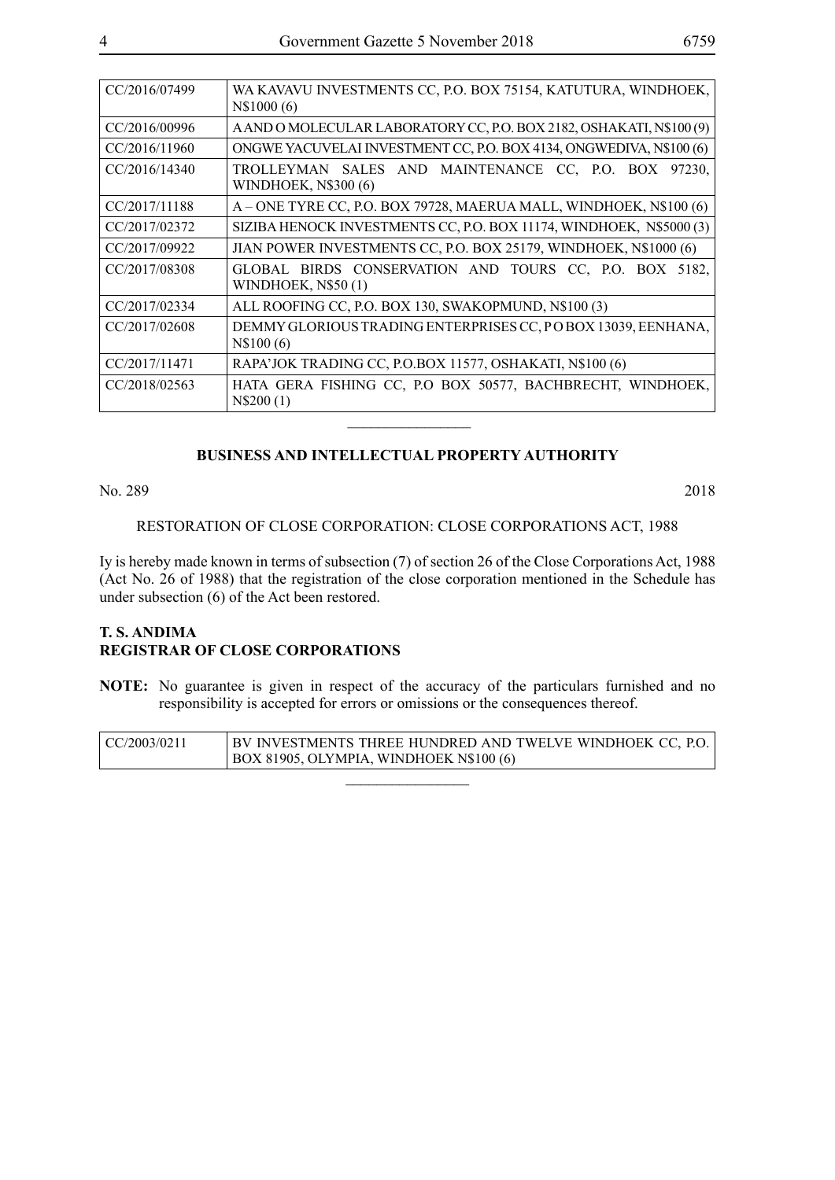| | |
|---|---|
| CC/2016/07499 | WA KAVAVU INVESTMENTS CC, P.O. BOX 75154, KATUTURA, WINDHOEK, N$1000 (6) |
| CC/2016/00996 | A AND O MOLECULAR LABORATORY CC, P.O. BOX 2182, OSHAKATI, N$100 (9) |
| CC/2016/11960 | ONGWE YACUVELAI INVESTMENT CC, P.O. BOX 4134, ONGWEDIVA, N$100 (6) |
| CC/2016/14340 | TROLLEYMAN SALES AND MAINTENANCE CC, P.O. BOX 97230, WINDHOEK, N$300 (6) |
| CC/2017/11188 | A – ONE TYRE CC, P.O. BOX 79728, MAERUA MALL, WINDHOEK, N$100 (6) |
| CC/2017/02372 | SIZIBA HENOCK INVESTMENTS CC, P.O. BOX 11174, WINDHOEK, N$5000 (3) |
| CC/2017/09922 | JIAN POWER INVESTMENTS CC, P.O. BOX 25179, WINDHOEK, N$1000 (6) |
| CC/2017/08308 | GLOBAL BIRDS CONSERVATION AND TOURS CC, P.O. BOX 5182, WINDHOEK, N$50 (1) |
| CC/2017/02334 | ALL ROOFING CC, P.O. BOX 130, SWAKOPMUND, N$100 (3) |
| CC/2017/02608 | DEMMY GLORIOUS TRADING ENTERPRISES CC, P O BOX 13039, EENHANA, N$100 (6) |
| CC/2017/11471 | RAPA'JOK TRADING CC, P.O.BOX 11577, OSHAKATI, N$100 (6) |
| CC/2018/02563 | HATA GERA FISHING CC, P.O BOX 50577, BACHBRECHT, WINDHOEK, N$200 (1) |

---

## BUSINESS AND INTELLECTUAL PROPERTY AUTHORITY

No. 289 2018

RESTORATION OF CLOSE CORPORATION: CLOSE CORPORATIONS ACT, 1988

Iy is hereby made known in terms of subsection (7) of section 26 of the Close Corporations Act, 1988 (Act No. 26 of 1988) that the registration of the close corporation mentioned in the Schedule has under subsection (6) of the Act been restored.

**T. S. ANDIMA**
**REGISTRAR OF CLOSE CORPORATIONS**

**NOTE:** No guarantee is given in respect of the accuracy of the particulars furnished and no responsibility is accepted for errors or omissions or the consequences thereof.

| | |
|---|---|
| CC/2003/0211 | BV INVESTMENTS THREE HUNDRED AND TWELVE WINDHOEK CC, P.O. BOX 81905, OLYMPIA, WINDHOEK N$100 (6) |

---